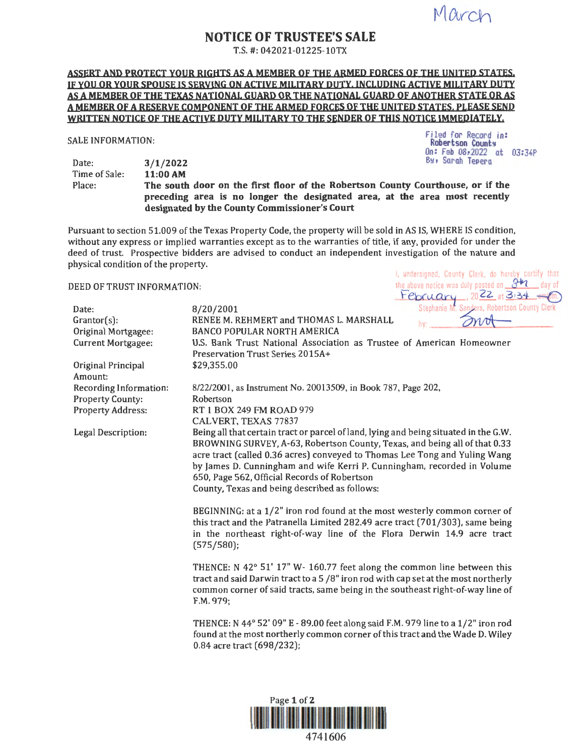March

# NOTICE OF TRUSTEE'S SALE

T.S. #: 042021-01225-10TX

**ASSERT AND PROTECT YOUR RIGHTS AS A MEMBER OF THE ARMED FORCES OF THE UNITED STATES. IF YOU OR YOUR SPOUSE IS SERVING ON ACTIVE MILITARY DUTY, INCLUDING ACTIVE MILITARY DUTY AS A MEMBER OF THE TEXAS NATIONAL GUARD OR THE NATIONAL GUARD OF ANOTHER STATE OR AS A MEMBER OF A RESERVE COMPONENT OF THE ARMED FORCES OF THE UNITED STATES, PLEASE SEND WRITTEN NOTICE OF THE ACTIVE DUTY MILITARY TO THE SENDER OF THIS NOTICE IMMEDIATELY.**

Filed for Record in:
Robertson County
On: Feb 08,2022 at 03:34P
By: Sarah Tepera

SALE INFORMATION:

| | |
|---|---|
| Date: | **3/1/2022** |
| Time of Sale: | **11:00 AM** |
| Place: | **The south door on the first floor of the Robertson County Courthouse, or if the preceding area is no longer the designated area, at the area most recently designated by the County Commissioner's Court** |

Pursuant to section 51.009 of the Texas Property Code, the property will be sold in AS IS, WHERE IS condition, without any express or implied warranties except as to the warranties of title, if any, provided for under the deed of trust. Prospective bidders are advised to conduct an independent investigation of the nature and physical condition of the property.

I, undersigned, County Clerk, do hereby certify that the above notice was duly posted on 8th day of February, 2022 at 3:34 pm.
Stephanie M. Sanders, Robertson County Clerk
by: Snd

DEED OF TRUST INFORMATION:

| | |
|---|---|
| Date: | 8/20/2001 |
| Grantor(s): | RENEE M. REHMERT and THOMAS L. MARSHALL |
| Original Mortgagee: | BANCO POPULAR NORTH AMERICA |
| Current Mortgagee: | U.S. Bank Trust National Association as Trustee of American Homeowner Preservation Trust Series 2015A+ |
| Original Principal Amount: | $29,355.00 |
| Recording Information: | 8/22/2001, as Instrument No. 20013509, in Book 787, Page 202, |
| Property County: | Robertson |
| Property Address: | RT 1 BOX 249 FM ROAD 979<br>CALVERT, TEXAS 77837 |
| Legal Description: | Being all that certain tract or parcel of land, lying and being situated in the G.W. BROWNING SURVEY, A-63, Robertson County, Texas, and being all of that 0.33 acre tract (called 0.36 acres) conveyed to Thomas Lee Tong and Yuling Wang by James D. Cunningham and wife Kerri P. Cunningham, recorded in Volume 650, Page 562, Official Records of Robertson County, Texas and being described as follows: |

BEGINNING: at a 1/2" iron rod found at the most westerly common corner of this tract and the Patranella Limited 282.49 acre tract (701/303), same being in the northeast right-of-way line of the Flora Derwin 14.9 acre tract (575/580);

THENCE: N 42° 51' 17" W- 160.77 feet along the common line between this tract and said Darwin tract to a 5 /8" iron rod with cap set at the most northerly common corner of said tracts, same being in the southeast right-of-way line of F.M. 979;

THENCE: N 44° 52' 09" E - 89.00 feet along said F.M. 979 line to a 1/2" iron rod found at the most northerly common corner of this tract and the Wade D. Wiley 0.84 acre tract (698/232);

4741606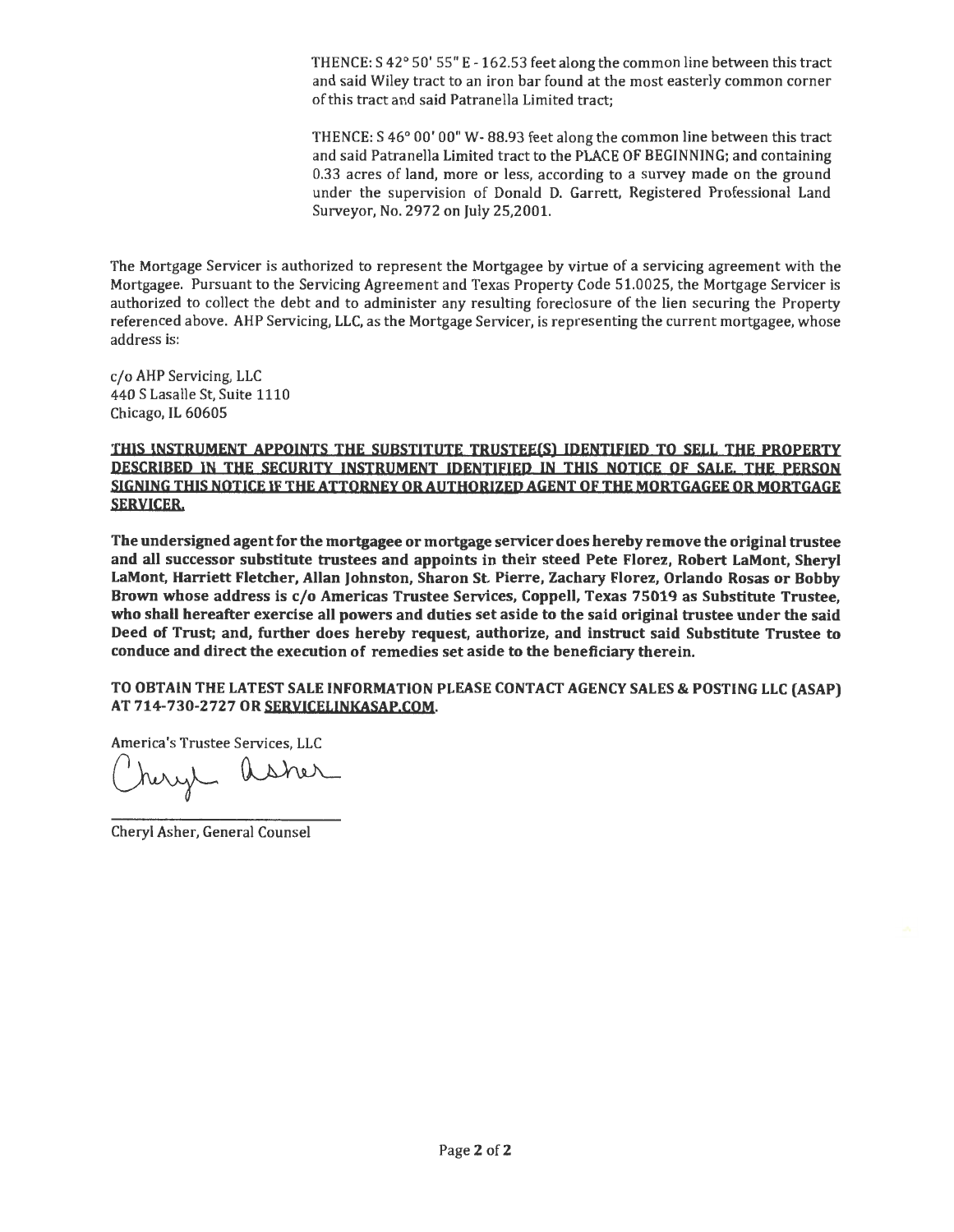THENCE: S 42° 50' 55" E - 162.53 feet along the common line between this tract and said Wiley tract to an iron bar found at the most easterly common corner of this tract and said Patranella Limited tract;

THENCE: S 46° 00' 00" W- 88.93 feet along the common line between this tract and said Patranella Limited tract to the PLACE OF BEGINNING; and containing 0.33 acres of land, more or less, according to a survey made on the ground under the supervision of Donald D. Garrett, Registered Professional Land Surveyor, No. 2972 on July 25,2001.

The Mortgage Servicer is authorized to represent the Mortgagee by virtue of a servicing agreement with the Mortgagee. Pursuant to the Servicing Agreement and Texas Property Code 51.0025, the Mortgage Servicer is authorized to collect the debt and to administer any resulting foreclosure of the lien securing the Property referenced above. AHP Servicing, LLC, as the Mortgage Servicer, is representing the current mortgagee, whose address is:

c/o AHP Servicing, LLC
440 S Lasalle St, Suite 1110
Chicago, IL 60605

**THIS INSTRUMENT APPOINTS THE SUBSTITUTE TRUSTEE(S) IDENTIFIED TO SELL THE PROPERTY DESCRIBED IN THE SECURITY INSTRUMENT IDENTIFIED IN THIS NOTICE OF SALE. THE PERSON SIGNING THIS NOTICE IF THE ATTORNEY OR AUTHORIZED AGENT OF THE MORTGAGEE OR MORTGAGE SERVICER.**

**The undersigned agent for the mortgagee or mortgage servicer does hereby remove the original trustee and all successor substitute trustees and appoints in their steed Pete Florez, Robert LaMont, Sheryl LaMont, Harriett Fletcher, Allan Johnston, Sharon St. Pierre, Zachary Florez, Orlando Rosas or Bobby Brown whose address is c/o Americas Trustee Services, Coppell, Texas 75019 as Substitute Trustee, who shall hereafter exercise all powers and duties set aside to the said original trustee under the said Deed of Trust; and, further does hereby request, authorize, and instruct said Substitute Trustee to conduce and direct the execution of remedies set aside to the beneficiary therein.**

**TO OBTAIN THE LATEST SALE INFORMATION PLEASE CONTACT AGENCY SALES & POSTING LLC (ASAP) AT 714-730-2727 OR SERVICELINKASAP.COM.**

America's Trustee Services, LLC

Cheryl Asher

Cheryl Asher, General Counsel